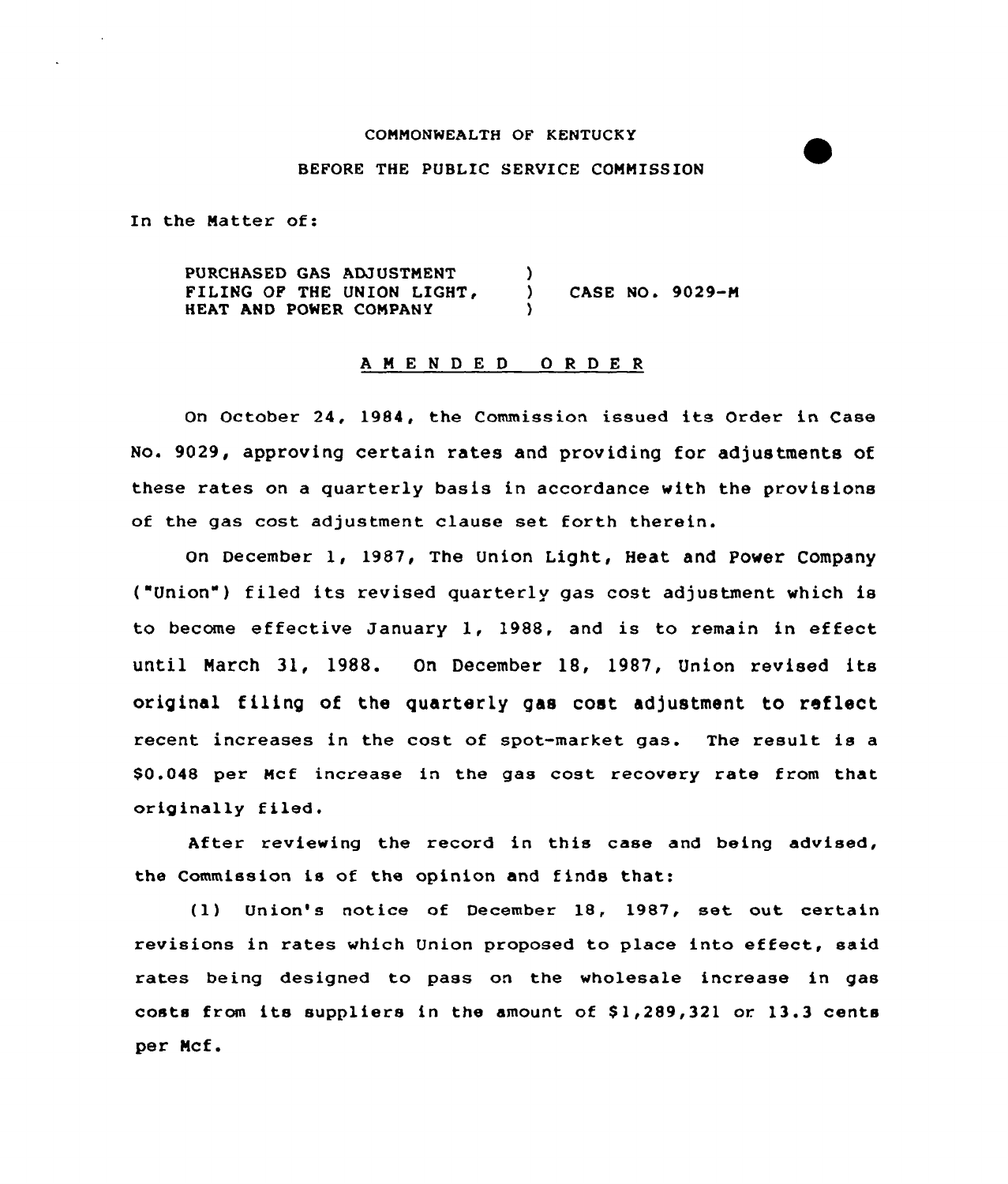COMMONWEALTH OF KENTUCKY

BEFORE THE PUBLIC SERVICE COMMISSION

In the Matter of:

PURCHASED GAS ADJUSTMENT FILING OF THE UNION LIGHT, HEAT AND POWER COMPANY ) CASE NO. 9029-M

## AMENDED ORDER

On October 24, 1984, the Commission issued its Order in Case No. 9029, approving certain rates and providing for adjustments of these rates on a quarterly basis in accordance with the provisions of the gas cost adjustment clause set forth therein.

On December 1, 1987, The Union Light, Heat and Power Company ("Union") filed its revised quarterly gas cost adjustment which is to become effective January 1, 1988, and is to remain in effect until March 31, 1988. On December 18, 1987, Union revised its original filing of the quarterly gas cost adjustment to reflect recent increases in the cost of spot-market gas. The result is a $0.048 per Mcf increase in the gas cost recovery rate from that originally filed.

After reviewing the record in this case and being advised, the Commission is of the opinion and finds that:

(1) Union's notice of December 18, 1987, set out certain revisions in rates which Union proposed to place into effect, said rates being designed to pass on the wholesale increase in gas costs from its suppliers in the amount of $1,289,321 or 13.3 cents per Mcf.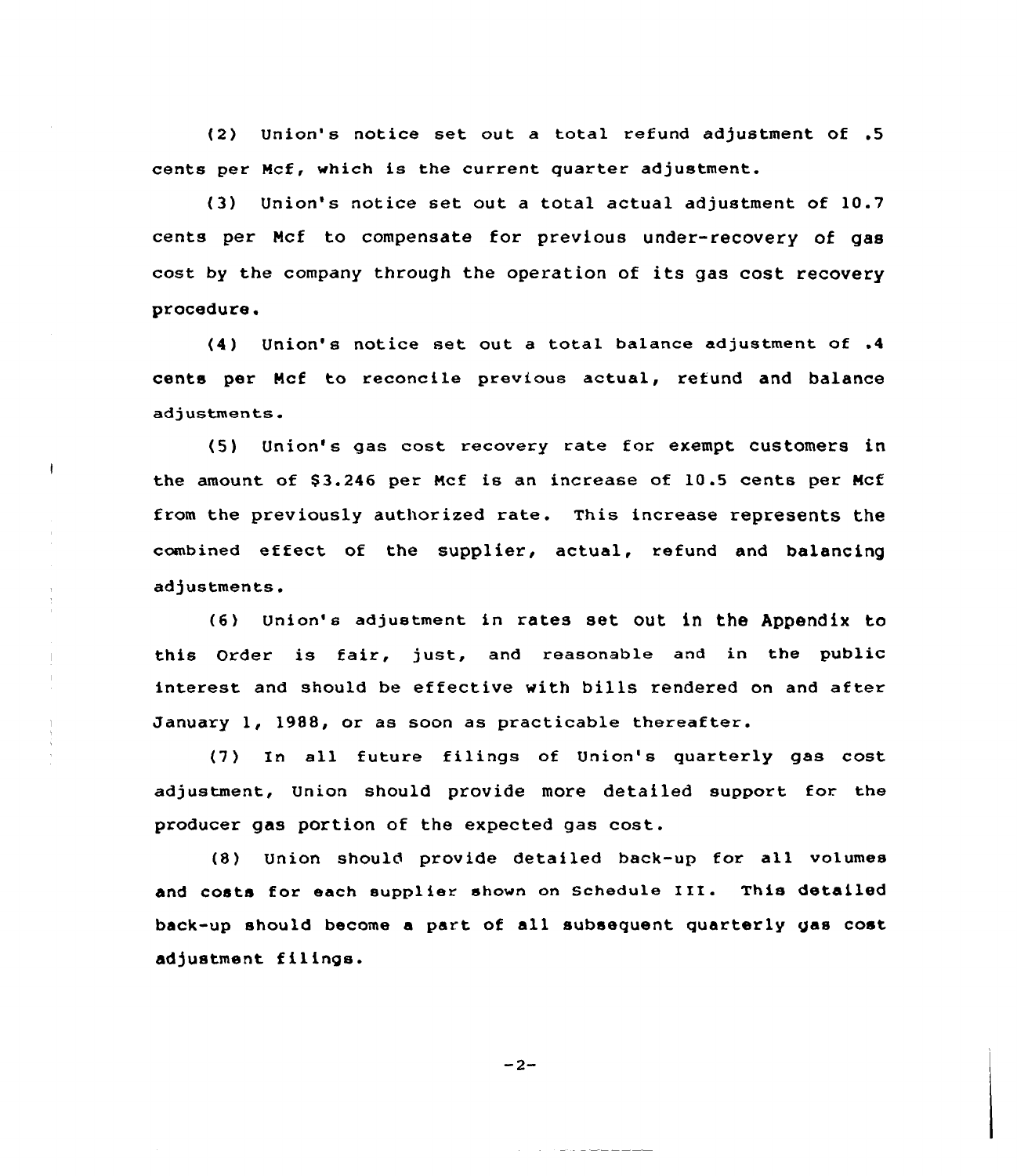(2) Union's notice set out a total refund adjustment of .5 cents per Mcf, which is the current quarter adjustment.

(3) Union's notice set out a total actual adjustment of 10.7 cents per Mcf to compensate for previous under-recovery of gas cost by the company through the operation of its gas cost recovery procedure.

(4) Union's notice set out a total balance adjustment of .4 cents per Mcf to reconcile previous actual, refund and balance adjustments.

(5) Union's gas cost recovery rate for exempt customers in the amount of $3.246 per Mcf is an increase of 10.5 cents per Mcf from the previously authorized rate. This increase represents the combined effect of the supplier, actual, refund and balancing adjustments.

(6) Union's adjustment in rates set out in the Appendix to this Order is fair, just, and reasonable and in the public interest and should be effective with bills rendered on and after January 1, 1988, or as soon as practicable thereafter.

(7) In all future filings of Union's quarterly gas cost adjustment, Union should provide more detailed support for the producer gas portion of the expected gas cost.

(8) Union should provide detailed back-up for all volumes and costs for each supplier shown on Schedule III. This detailed back-up should become a part of all subsequent quarterly gas cost adjustment filings.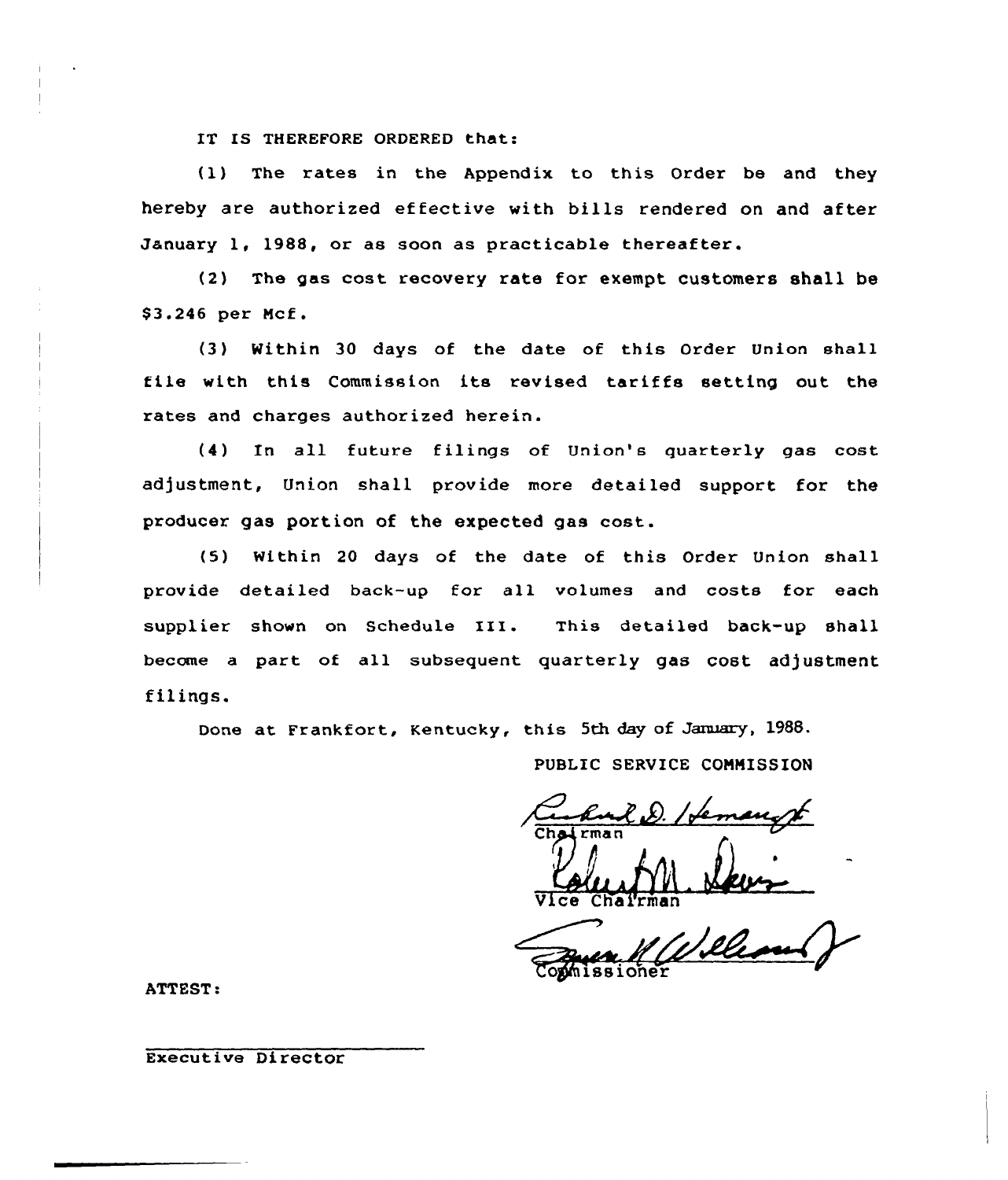IT IS THEREFORE ORDERED that:

(1) The rates in the Appendix to this Order be and they hereby are authorized effective with bills rendered on and after January 1, 1988, or as soon as practicable thereafter.

(2) The gas cost recovery rate for exempt customers shall be $3.246 per Mcf.

(3) Within 30 days of the date of this Order Union shall file with this Commission its revised tariffs setting out the rates and charges authorized herein.

(4) In all future filings of Union's quarterly gas cost adjustment, Union shall provide more detailed support for the producer gas portion of the expected gas cost.

(5) Within 20 days of the date of this Order Union shall provide detailed back-up for all volumes and costs for each supplier shown on Schedule III. This detailed back-up shall become a part of all subsequent quarterly gas cost adjustment filings.

Done at Frankfort, Kentucky, this 5th day of January, 1988.

PUBLIC SERVICE COMMISSION

Chairman

Vice Chairman

Commissioner

ATTEST:

Executive Director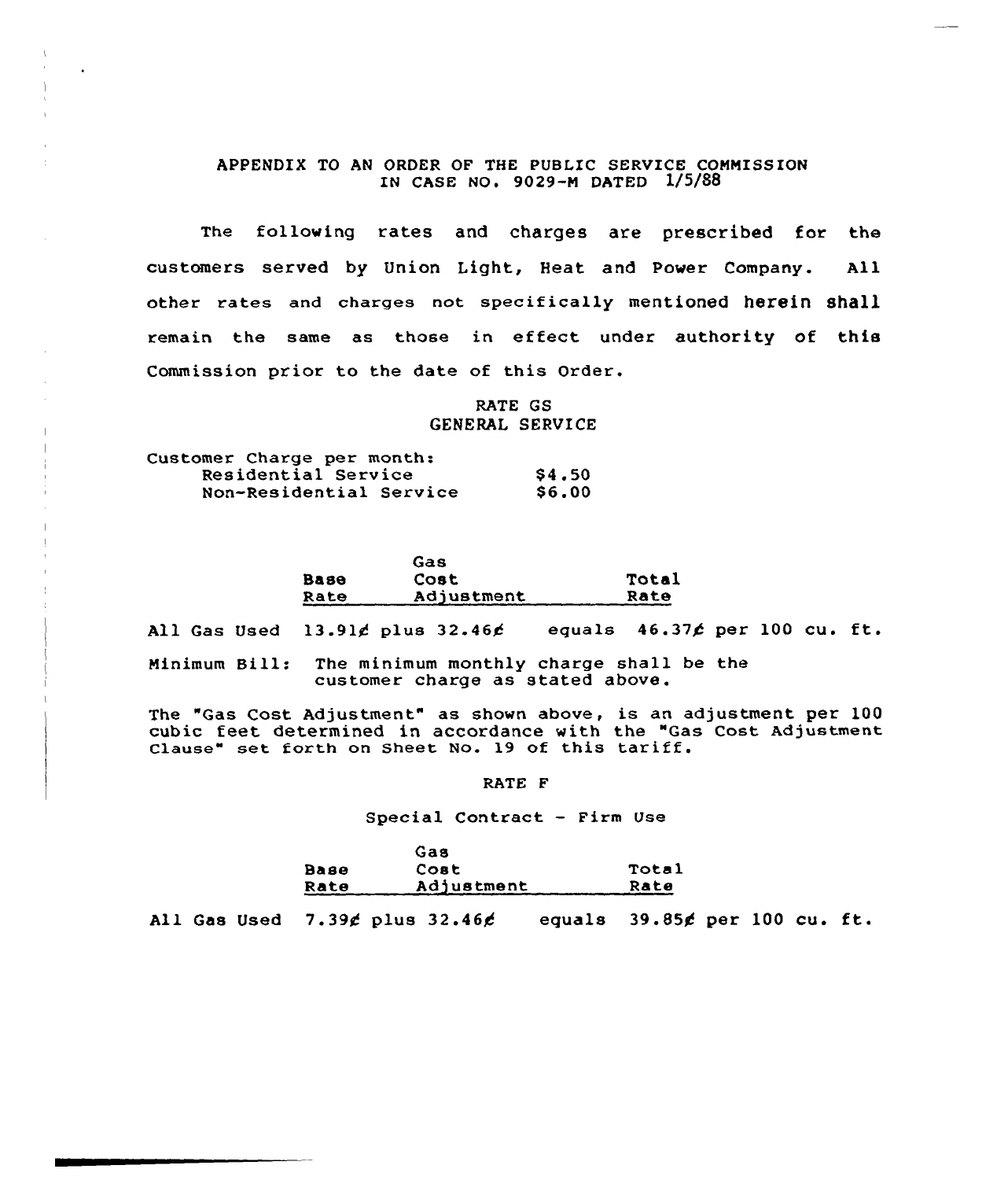## APPENDIX TO AN ORDER OF THE PUBLIC SERVICE COMMISSION IN CASE NO. 9029-M DATED 1/5/88

The following rates and charges are prescribed for the customers served by Union Light, Heat and Power Company. All other rates and charges not specifically mentioned herein shall remain the same as those in effect under authority of this Commission prior to the date of this Order.

### RATE GS
### GENERAL SERVICE

Customer Charge per month:

| | |
|---|---|
| Residential Service | $4.50 |
| Non-Residential Service | $6.00 |

| | Base Rate | | Gas Cost Adjustment | | Total Rate | |
|---|---|---|---|---|---|---|
| All Gas Used | 13.91¢ | plus | 32.46¢ | equals | 46.37¢ | per 100 cu. ft. |

Minimum Bill: The minimum monthly charge shall be the customer charge as stated above.

The "Gas Cost Adjustment" as shown above, is an adjustment per 100 cubic feet determined in accordance with the "Gas Cost Adjustment Clause" set forth on Sheet No. 19 of this tariff.

### RATE F

Special Contract - Firm Use

| | Base Rate | | Gas Cost Adjustment | | Total Rate | |
|---|---|---|---|---|---|---|
| All Gas Used | 7.39¢ | plus | 32.46¢ | equals | 39.85¢ | per 100 cu. ft. |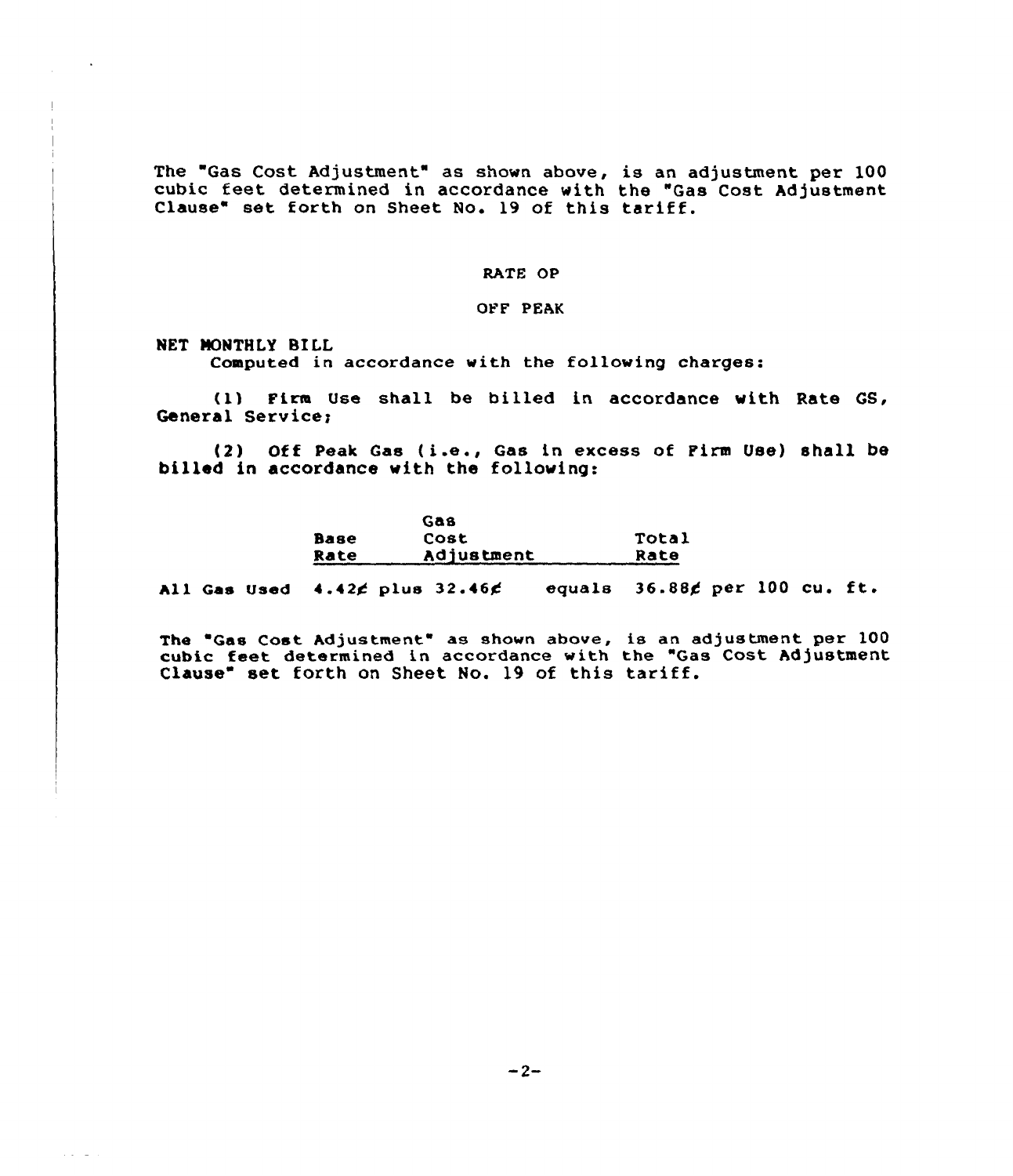The "Gas Cost Adjustment" as shown above, is an adjustment per 100 cubic feet determined in accordance with the "Gas Cost Adjustment Clause" set forth on Sheet No. 19 of this tariff.

## RATE OP

## OFF PEAK

**NET MONTHLY BILL**

Computed in accordance with the following charges:

(1) Firm Use shall be billed in accordance with Rate GS, General Service;

(2) Off Peak Gas (i.e., Gas in excess of Firm Use) shall be billed in accordance with the following:

| | Base Rate | | Gas Cost Adjustment | | Total Rate | |
|---|---|---|---|---|---|---|
| All Gas Used | 4.42¢ | plus | 32.46¢ | equals | 36.88¢ | per 100 cu. ft. |

The "Gas Cost Adjustment" as shown above, is an adjustment per 100 cubic feet determined in accordance with the "Gas Cost Adjustment Clause" set forth on Sheet No. 19 of this tariff.